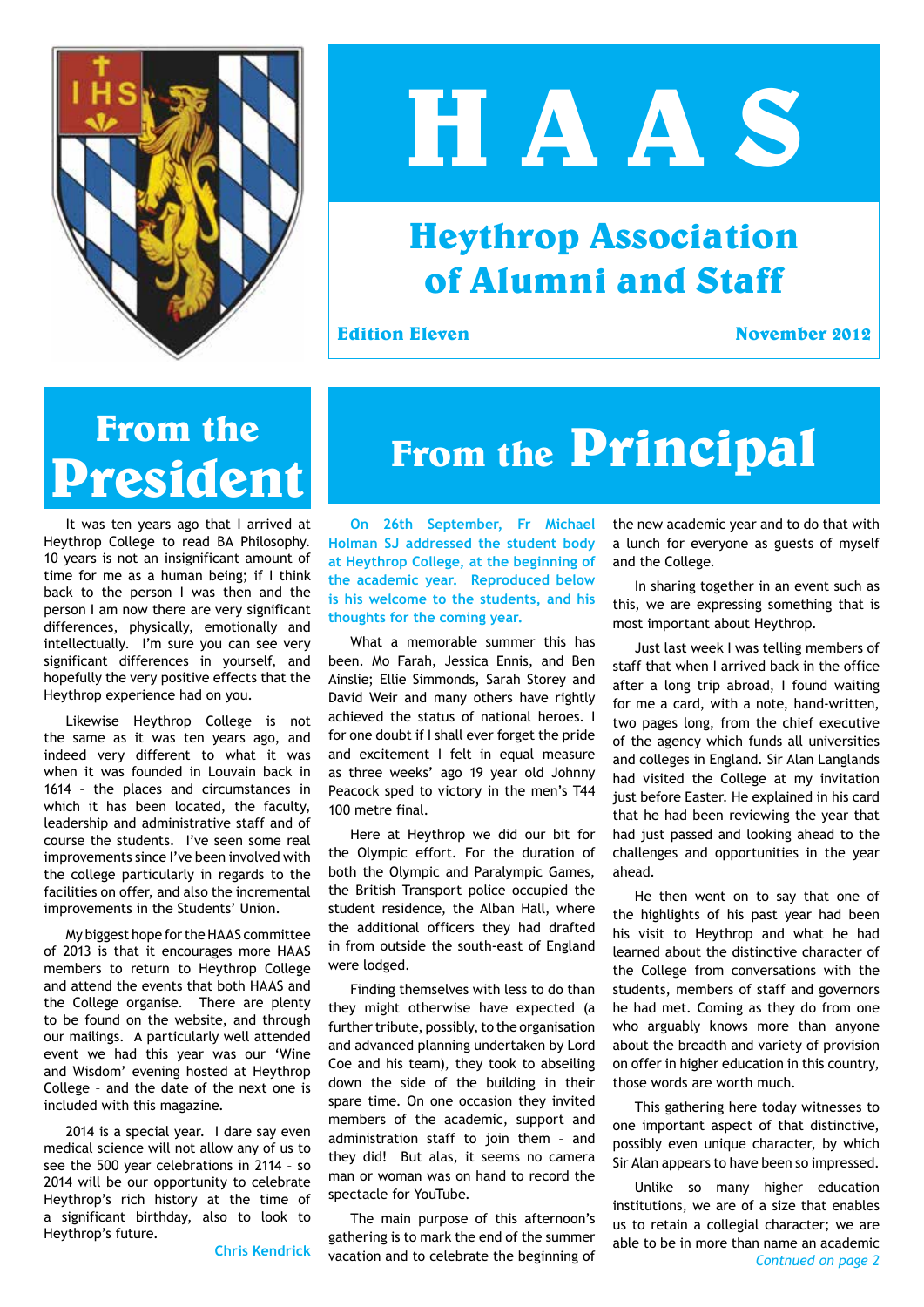# HAAS

## Heythrop Association of Alumni and Staff

**Edition Eleven** **November 2012**

## From the President

It was ten years ago that I arrived at Heythrop College to read BA Philosophy. 10 years is not an insignificant amount of time for me as a human being; if I think back to the person I was then and the person I am now there are very significant differences, physically, emotionally and intellectually. I'm sure you can see very significant differences in yourself, and hopefully the very positive effects that the Heythrop experience had on you.

Likewise Heythrop College is not the same as it was ten years ago, and indeed very different to what it was when it was founded in Louvain back in 1614 – the places and circumstances in which it has been located, the faculty, leadership and administrative staff and of course the students. I've seen some real improvements since I've been involved with the college particularly in regards to the facilities on offer, and also the incremental improvements in the Students' Union.

My biggest hope for the HAAS committee of 2013 is that it encourages more HAAS members to return to Heythrop College and attend the events that both HAAS and the College organise. There are plenty to be found on the website, and through our mailings. A particularly well attended event we had this year was our 'Wine and Wisdom' evening hosted at Heythrop College – and the date of the next one is included with this magazine.

2014 is a special year. I dare say even medical science will not allow any of us to see the 500 year celebrations in 2114 – so 2014 will be our opportunity to celebrate Heythrop's rich history at the time of a significant birthday, also to look to Heythrop's future.

**Chris Kendrick**

## From the Principal

**On 26th September, Fr Michael Holman SJ addressed the student body at Heythrop College, at the beginning of the academic year. Reproduced below is his welcome to the students, and his thoughts for the coming year.**

What a memorable summer this has been. Mo Farah, Jessica Ennis, and Ben Ainslie; Ellie Simmonds, Sarah Storey and David Weir and many others have rightly achieved the status of national heroes. I for one doubt if I shall ever forget the pride and excitement I felt in equal measure as three weeks' ago 19 year old Johnny Peacock sped to victory in the men's T44 100 metre final.

Here at Heythrop we did our bit for the Olympic effort. For the duration of both the Olympic and Paralympic Games, the British Transport police occupied the student residence, the Alban Hall, where the additional officers they had drafted in from outside the south-east of England were lodged.

Finding themselves with less to do than they might otherwise have expected (a further tribute, possibly, to the organisation and advanced planning undertaken by Lord Coe and his team), they took to abseiling down the side of the building in their spare time. On one occasion they invited members of the academic, support and administration staff to join them – and they did! But alas, it seems no camera man or woman was on hand to record the spectacle for YouTube.

The main purpose of this afternoon's gathering is to mark the end of the summer vacation and to celebrate the beginning of the new academic year and to do that with a lunch for everyone as guests of myself and the College.

In sharing together in an event such as this, we are expressing something that is most important about Heythrop.

Just last week I was telling members of staff that when I arrived back in the office after a long trip abroad, I found waiting for me a card, with a note, hand-written, two pages long, from the chief executive of the agency which funds all universities and colleges in England. Sir Alan Langlands had visited the College at my invitation just before Easter. He explained in his card that he had been reviewing the year that had just passed and looking ahead to the challenges and opportunities in the year ahead.

He then went on to say that one of the highlights of his past year had been his visit to Heythrop and what he had learned about the distinctive character of the College from conversations with the students, members of staff and governors he had met. Coming as they do from one who arguably knows more than anyone about the breadth and variety of provision on offer in higher education in this country, those words are worth much.

This gathering here today witnesses to one important aspect of that distinctive, possibly even unique character, by which Sir Alan appears to have been so impressed.

Unlike so many higher education institutions, we are of a size that enables us to retain a collegial character; we are able to be in more than name an academic

*Contnued on page 2*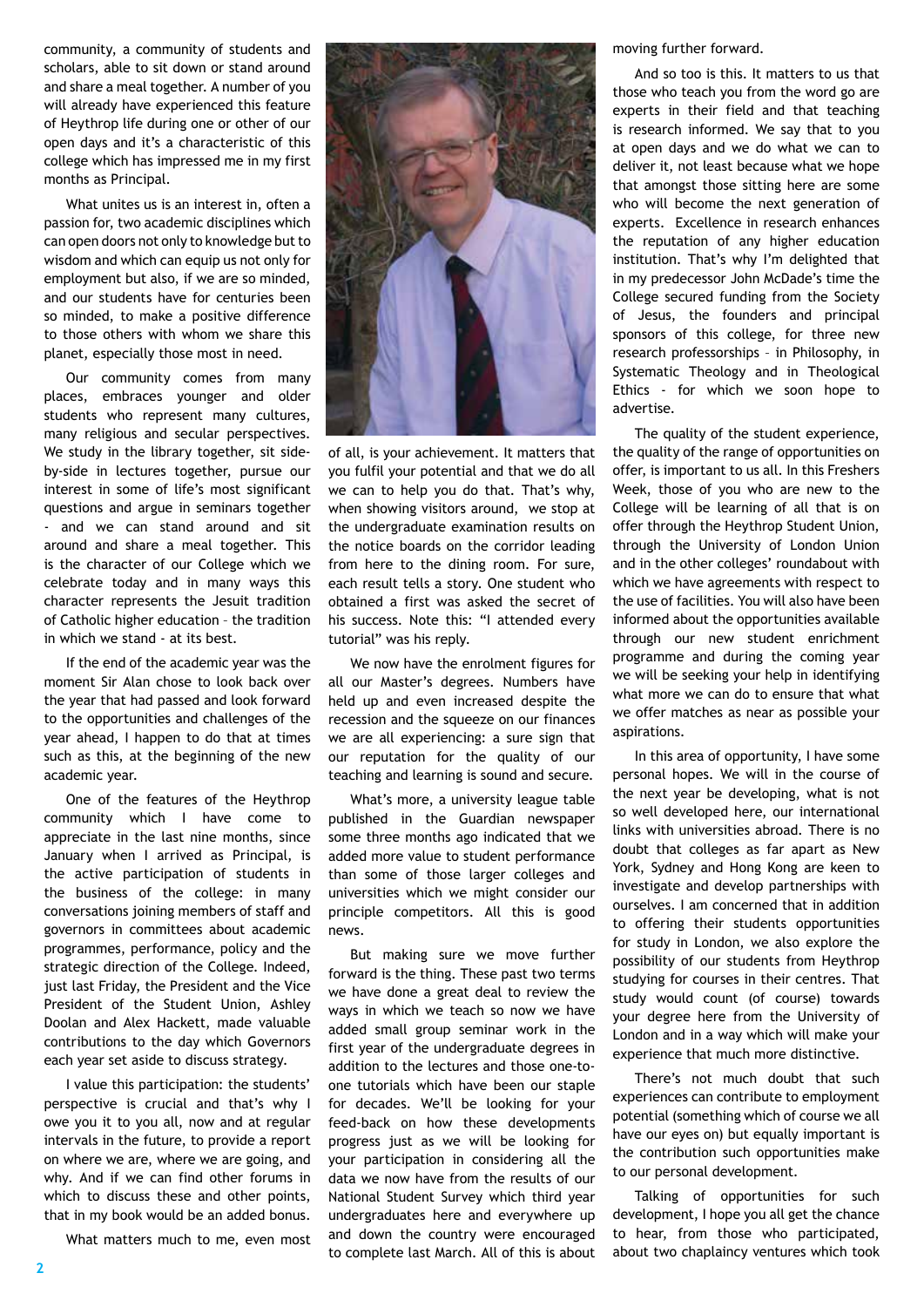community, a community of students and scholars, able to sit down or stand around and share a meal together. A number of you will already have experienced this feature of Heythrop life during one or other of our open days and it's a characteristic of this college which has impressed me in my first months as Principal.

What unites us is an interest in, often a passion for, two academic disciplines which can open doors not only to knowledge but to wisdom and which can equip us not only for employment but also, if we are so minded, and our students have for centuries been so minded, to make a positive difference to those others with whom we share this planet, especially those most in need.

Our community comes from many places, embraces younger and older students who represent many cultures, many religious and secular perspectives. We study in the library together, sit side-by-side in lectures together, pursue our interest in some of life's most significant questions and argue in seminars together - and we can stand around and sit around and share a meal together. This is the character of our College which we celebrate today and in many ways this character represents the Jesuit tradition of Catholic higher education – the tradition in which we stand - at its best.

If the end of the academic year was the moment Sir Alan chose to look back over the year that had passed and look forward to the opportunities and challenges of the year ahead, I happen to do that at times such as this, at the beginning of the new academic year.

One of the features of the Heythrop community which I have come to appreciate in the last nine months, since January when I arrived as Principal, is the active participation of students in the business of the college: in many conversations joining members of staff and governors in committees about academic programmes, performance, policy and the strategic direction of the College. Indeed, just last Friday, the President and the Vice President of the Student Union, Ashley Doolan and Alex Hackett, made valuable contributions to the day which Governors each year set aside to discuss strategy.

I value this participation: the students' perspective is crucial and that's why I owe you it to you all, now and at regular intervals in the future, to provide a report on where we are, where we are going, and why. And if we can find other forums in which to discuss these and other points, that in my book would be an added bonus.

What matters much to me, even most of all, is your achievement. It matters that you fulfil your potential and that we do all we can to help you do that. That's why, when showing visitors around, we stop at the undergraduate examination results on the notice boards on the corridor leading from here to the dining room. For sure, each result tells a story. One student who obtained a first was asked the secret of his success. Note this: "I attended every tutorial" was his reply.

We now have the enrolment figures for all our Master's degrees. Numbers have held up and even increased despite the recession and the squeeze on our finances we are all experiencing: a sure sign that our reputation for the quality of our teaching and learning is sound and secure.

What's more, a university league table published in the Guardian newspaper some three months ago indicated that we added more value to student performance than some of those larger colleges and universities which we might consider our principle competitors. All this is good news.

But making sure we move further forward is the thing. These past two terms we have done a great deal to review the ways in which we teach so now we have added small group seminar work in the first year of the undergraduate degrees in addition to the lectures and those one-to-one tutorials which have been our staple for decades. We'll be looking for your feed-back on how these developments progress just as we will be looking for your participation in considering all the data we now have from the results of our National Student Survey which third year undergraduates here and everywhere up and down the country were encouraged to complete last March. All of this is about moving further forward.

And so too is this. It matters to us that those who teach you from the word go are experts in their field and that teaching is research informed. We say that to you at open days and we do what we can to deliver it, not least because what we hope that amongst those sitting here are some who will become the next generation of experts. Excellence in research enhances the reputation of any higher education institution. That's why I'm delighted that in my predecessor John McDade's time the College secured funding from the Society of Jesus, the founders and principal sponsors of this college, for three new research professorships – in Philosophy, in Systematic Theology and in Theological Ethics - for which we soon hope to advertise.

The quality of the student experience, the quality of the range of opportunities on offer, is important to us all. In this Freshers Week, those of you who are new to the College will be learning of all that is on offer through the Heythrop Student Union, through the University of London Union and in the other colleges' roundabout with which we have agreements with respect to the use of facilities. You will also have been informed about the opportunities available through our new student enrichment programme and during the coming year we will be seeking your help in identifying what more we can do to ensure that what we offer matches as near as possible your aspirations.

In this area of opportunity, I have some personal hopes. We will in the course of the next year be developing, what is not so well developed here, our international links with universities abroad. There is no doubt that colleges as far apart as New York, Sydney and Hong Kong are keen to investigate and develop partnerships with ourselves. I am concerned that in addition to offering their students opportunities for study in London, we also explore the possibility of our students from Heythrop studying for courses in their centres. That study would count (of course) towards your degree here from the University of London and in a way which will make your experience that much more distinctive.

There's not much doubt that such experiences can contribute to employment potential (something which of course we all have our eyes on) but equally important is the contribution such opportunities make to our personal development.

Talking of opportunities for such development, I hope you all get the chance to hear, from those who participated, about two chaplaincy ventures which took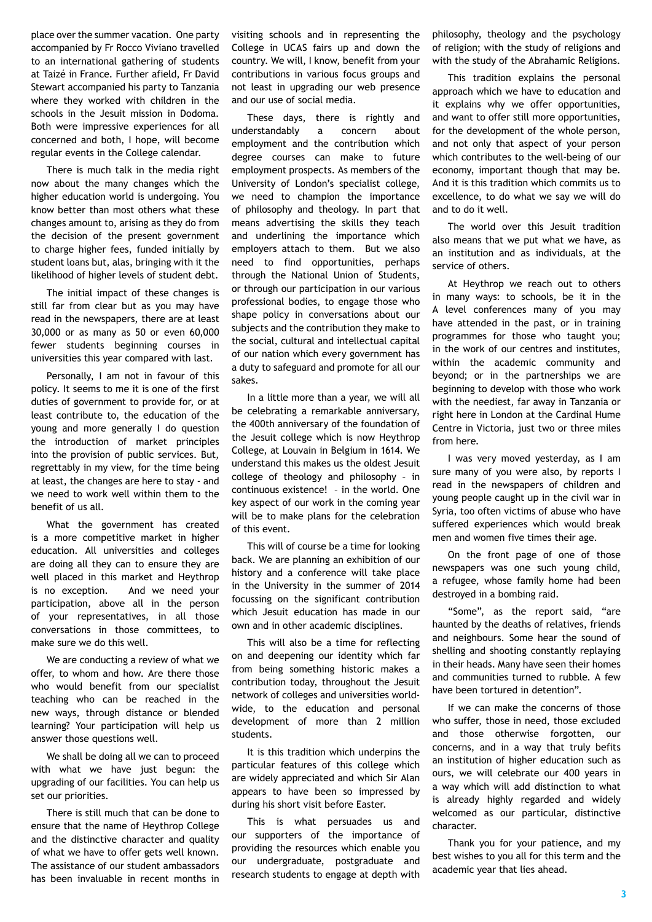place over the summer vacation. One party accompanied by Fr Rocco Viviano travelled to an international gathering of students at Taizé in France. Further afield, Fr David Stewart accompanied his party to Tanzania where they worked with children in the schools in the Jesuit mission in Dodoma. Both were impressive experiences for all concerned and both, I hope, will become regular events in the College calendar.

There is much talk in the media right now about the many changes which the higher education world is undergoing. You know better than most others what these changes amount to, arising as they do from the decision of the present government to charge higher fees, funded initially by student loans but, alas, bringing with it the likelihood of higher levels of student debt.

The initial impact of these changes is still far from clear but as you may have read in the newspapers, there are at least 30,000 or as many as 50 or even 60,000 fewer students beginning courses in universities this year compared with last.

Personally, I am not in favour of this policy. It seems to me it is one of the first duties of government to provide for, or at least contribute to, the education of the young and more generally I do question the introduction of market principles into the provision of public services. But, regrettably in my view, for the time being at least, the changes are here to stay - and we need to work well within them to the benefit of us all.

What the government has created is a more competitive market in higher education. All universities and colleges are doing all they can to ensure they are well placed in this market and Heythrop is no exception. And we need your participation, above all in the person of your representatives, in all those conversations in those committees, to make sure we do this well.

We are conducting a review of what we offer, to whom and how. Are there those who would benefit from our specialist teaching who can be reached in the new ways, through distance or blended learning? Your participation will help us answer those questions well.

We shall be doing all we can to proceed with what we have just begun: the upgrading of our facilities. You can help us set our priorities.

There is still much that can be done to ensure that the name of Heythrop College and the distinctive character and quality of what we have to offer gets well known. The assistance of our student ambassadors has been invaluable in recent months in visiting schools and in representing the College in UCAS fairs up and down the country. We will, I know, benefit from your contributions in various focus groups and not least in upgrading our web presence and our use of social media.

These days, there is rightly and understandably a concern about employment and the contribution which degree courses can make to future employment prospects. As members of the University of London's specialist college, we need to champion the importance of philosophy and theology. In part that means advertising the skills they teach and underlining the importance which employers attach to them. But we also need to find opportunities, perhaps through the National Union of Students, or through our participation in our various professional bodies, to engage those who shape policy in conversations about our subjects and the contribution they make to the social, cultural and intellectual capital of our nation which every government has a duty to safeguard and promote for all our sakes.

In a little more than a year, we will all be celebrating a remarkable anniversary, the 400th anniversary of the foundation of the Jesuit college which is now Heythrop College, at Louvain in Belgium in 1614. We understand this makes us the oldest Jesuit college of theology and philosophy – in continuous existence! – in the world. One key aspect of our work in the coming year will be to make plans for the celebration of this event.

This will of course be a time for looking back. We are planning an exhibition of our history and a conference will take place in the University in the summer of 2014 focussing on the significant contribution which Jesuit education has made in our own and in other academic disciplines.

This will also be a time for reflecting on and deepening our identity which far from being something historic makes a contribution today, throughout the Jesuit network of colleges and universities world-wide, to the education and personal development of more than 2 million students.

It is this tradition which underpins the particular features of this college which are widely appreciated and which Sir Alan appears to have been so impressed by during his short visit before Easter.

This is what persuades us and our supporters of the importance of providing the resources which enable you our undergraduate, postgraduate and research students to engage at depth with philosophy, theology and the psychology of religion; with the study of religions and with the study of the Abrahamic Religions.

This tradition explains the personal approach which we have to education and it explains why we offer opportunities, and want to offer still more opportunities, for the development of the whole person, and not only that aspect of your person which contributes to the well-being of our economy, important though that may be. And it is this tradition which commits us to excellence, to do what we say we will do and to do it well.

The world over this Jesuit tradition also means that we put what we have, as an institution and as individuals, at the service of others.

At Heythrop we reach out to others in many ways: to schools, be it in the A level conferences many of you may have attended in the past, or in training programmes for those who taught you; in the work of our centres and institutes, within the academic community and beyond; or in the partnerships we are beginning to develop with those who work with the neediest, far away in Tanzania or right here in London at the Cardinal Hume Centre in Victoria, just two or three miles from here.

I was very moved yesterday, as I am sure many of you were also, by reports I read in the newspapers of children and young people caught up in the civil war in Syria, too often victims of abuse who have suffered experiences which would break men and women five times their age.

On the front page of one of those newspapers was one such young child, a refugee, whose family home had been destroyed in a bombing raid.

"Some", as the report said, "are haunted by the deaths of relatives, friends and neighbours. Some hear the sound of shelling and shooting constantly replaying in their heads. Many have seen their homes and communities turned to rubble. A few have been tortured in detention".

If we can make the concerns of those who suffer, those in need, those excluded and those otherwise forgotten, our concerns, and in a way that truly befits an institution of higher education such as ours, we will celebrate our 400 years in a way which will add distinction to what is already highly regarded and widely welcomed as our particular, distinctive character.

Thank you for your patience, and my best wishes to you all for this term and the academic year that lies ahead.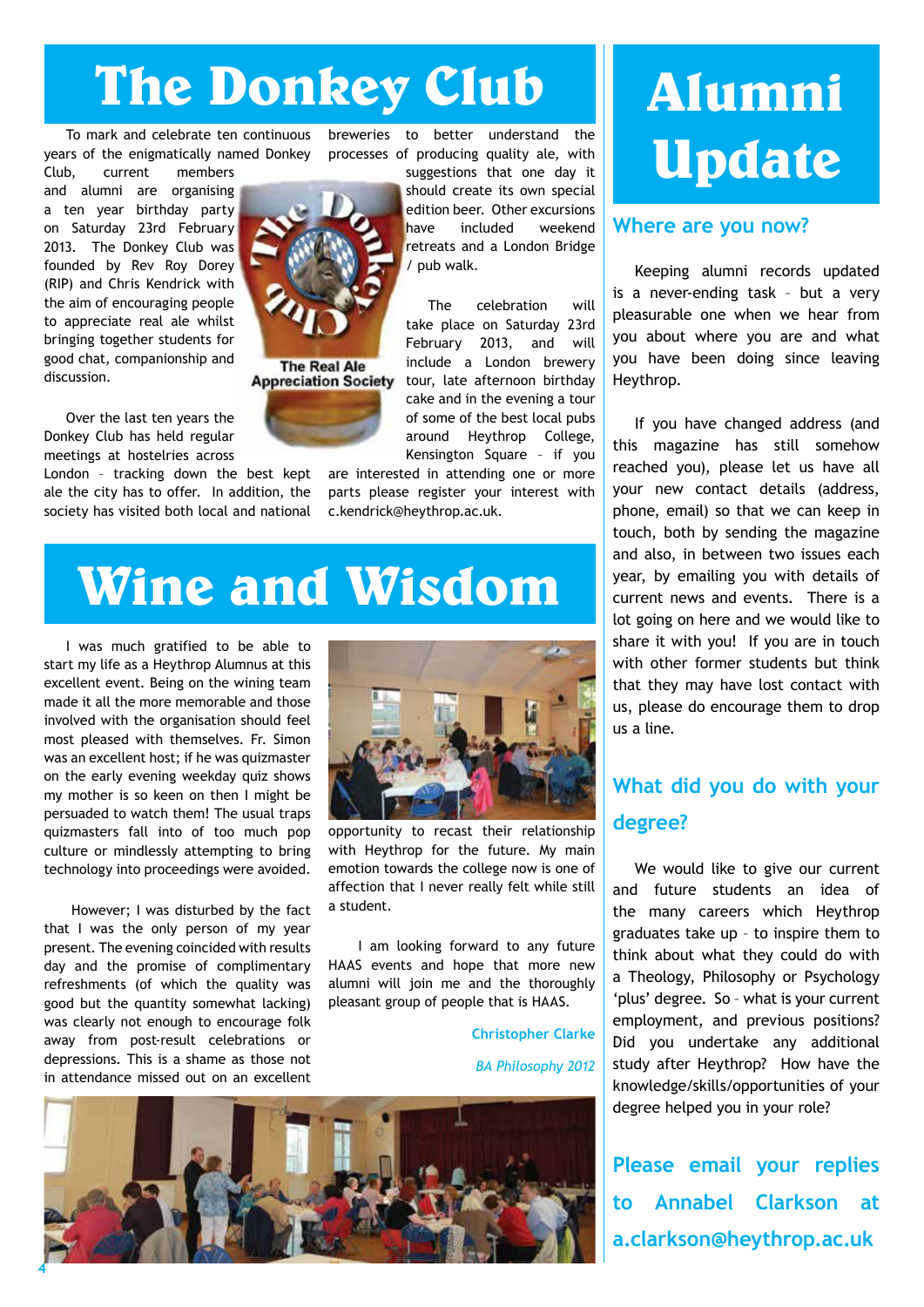# The Donkey Club

To mark and celebrate ten continuous years of the enigmatically named Donkey Club, current members and alumni are organising a ten year birthday party on Saturday 23rd February 2013. The Donkey Club was founded by Rev Roy Dorey (RIP) and Chris Kendrick with the aim of encouraging people to appreciate real ale whilst bringing together students for good chat, companionship and discussion.

The Real Ale Appreciation Society

Over the last ten years the Donkey Club has held regular meetings at hostelries across London – tracking down the best kept ale the city has to offer. In addition, the society has visited both local and national breweries to better understand the processes of producing quality ale, with suggestions that one day it should create its own special edition beer. Other excursions have included weekend retreats and a London Bridge / pub walk.

The celebration will take place on Saturday 23rd February 2013, and will include a London brewery tour, late afternoon birthday cake and in the evening a tour of some of the best local pubs around Heythrop College, Kensington Square – if you are interested in attending one or more parts please register your interest with c.kendrick@heythrop.ac.uk.

# Wine and Wisdom

I was much gratified to be able to start my life as a Heythrop Alumnus at this excellent event. Being on the wining team made it all the more memorable and those involved with the organisation should feel most pleased with themselves. Fr. Simon was an excellent host; if he was quizmaster on the early evening weekday quiz shows my mother is so keen on then I might be persuaded to watch them! The usual traps quizmasters fall into of too much pop culture or mindlessly attempting to bring technology into proceedings were avoided.

However; I was disturbed by the fact that I was the only person of my year present. The evening coincided with results day and the promise of complimentary refreshments (of which the quality was good but the quantity somewhat lacking) was clearly not enough to encourage folk away from post-result celebrations or depressions. This is a shame as those not in attendance missed out on an excellent opportunity to recast their relationship with Heythrop for the future. My main emotion towards the college now is one of affection that I never really felt while still a student.

I am looking forward to any future HAAS events and hope that more new alumni will join me and the thoroughly pleasant group of people that is HAAS.

**Christopher Clarke**

*BA Philosophy 2012*

# Alumni Update

## Where are you now?

Keeping alumni records updated is a never-ending task – but a very pleasurable one when we hear from you about where you are and what you have been doing since leaving Heythrop.

If you have changed address (and this magazine has still somehow reached you), please let us have all your new contact details (address, phone, email) so that we can keep in touch, both by sending the magazine and also, in between two issues each year, by emailing you with details of current news and events. There is a lot going on here and we would like to share it with you! If you are in touch with other former students but think that they may have lost contact with us, please do encourage them to drop us a line.

## What did you do with your degree?

We would like to give our current and future students an idea of the many careers which Heythrop graduates take up – to inspire them to think about what they could do with a Theology, Philosophy or Psychology 'plus' degree. So – what is your current employment, and previous positions? Did you undertake any additional study after Heythrop? How have the knowledge/skills/opportunities of your degree helped you in your role?

**Please email your replies to Annabel Clarkson at a.clarkson@heythrop.ac.uk**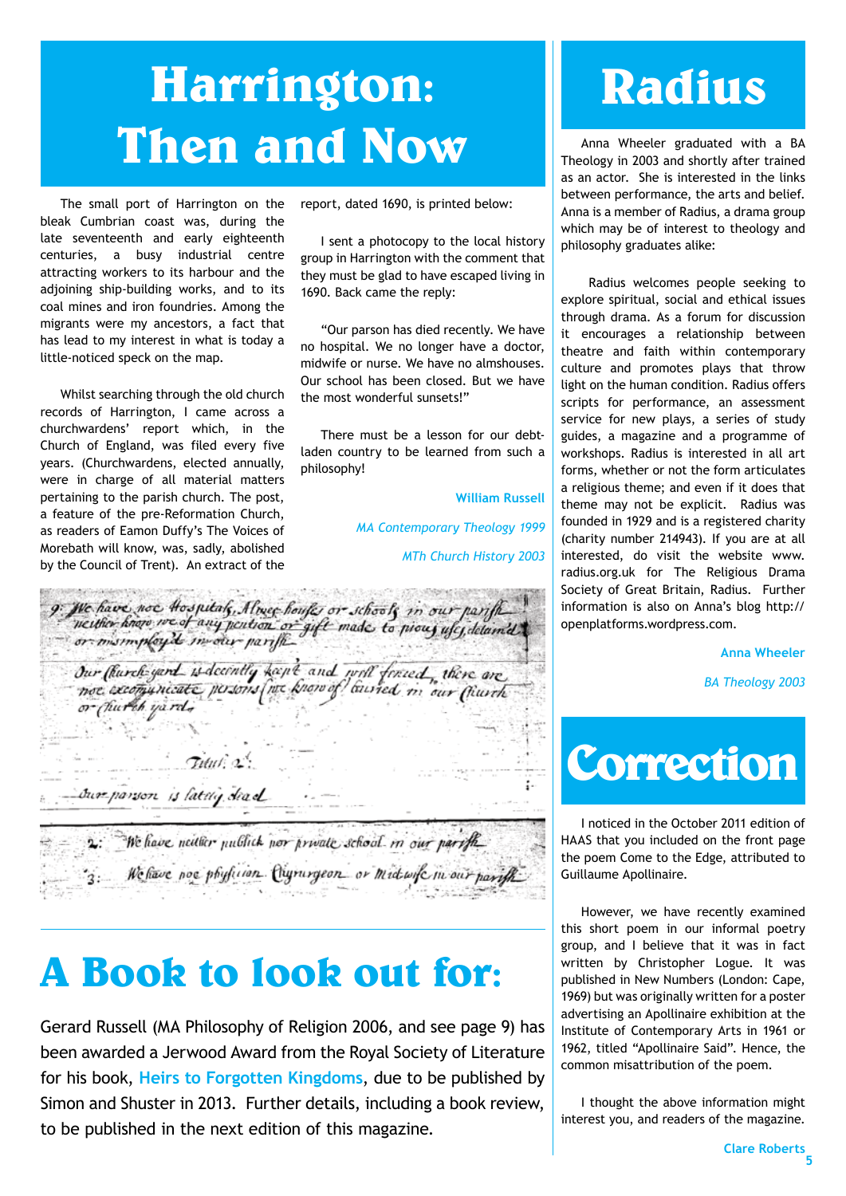# Harrington: Then and Now

The small port of Harrington on the bleak Cumbrian coast was, during the late seventeenth and early eighteenth centuries, a busy industrial centre attracting workers to its harbour and the adjoining ship-building works, and to its coal mines and iron foundries. Among the migrants were my ancestors, a fact that has lead to my interest in what is today a little-noticed speck on the map.

Whilst searching through the old church records of Harrington, I came across a churchwardens' report which, in the Church of England, was filed every five years. (Churchwardens, elected annually, were in charge of all material matters pertaining to the parish church. The post, a feature of the pre-Reformation Church, as readers of Eamon Duffy's The Voices of Morebath will know, was, sadly, abolished by the Council of Trent). An extract of the report, dated 1690, is printed below:

I sent a photocopy to the local history group in Harrington with the comment that they must be glad to have escaped living in 1690. Back came the reply:

"Our parson has died recently. We have no hospital. We no longer have a doctor, midwife or nurse. We have no almshouses. Our school has been closed. But we have the most wonderful sunsets!"

There must be a lesson for our debt-laden country to be learned from such a philosophy!

**William Russell**

*MA Contemporary Theology 1999*

*MTh Church History 2003*

9: We have noe Hospitals, Almes-houses or schools in our parish neither know we of any pention or gift made to pious uses detain'd or mismploy'd in our parish

Our Church-yard is decently kept and well fenced, there are noe excomunicate persons (we know of) buried in our Church or Church yard.

Titul: 2:

Our parson is lately dead

2: We have neither publick nor private school in our parish

3: We have noe physician Chyrurgeon or Midwife in our parish

# A Book to look out for:

Gerard Russell (MA Philosophy of Religion 2006, and see page 9) has been awarded a Jerwood Award from the Royal Society of Literature for his book, Heirs to Forgotten Kingdoms, due to be published by Simon and Shuster in 2013. Further details, including a book review, to be published in the next edition of this magazine.

# Radius

Anna Wheeler graduated with a BA Theology in 2003 and shortly after trained as an actor. She is interested in the links between performance, the arts and belief. Anna is a member of Radius, a drama group which may be of interest to theology and philosophy graduates alike:

Radius welcomes people seeking to explore spiritual, social and ethical issues through drama. As a forum for discussion it encourages a relationship between theatre and faith within contemporary culture and promotes plays that throw light on the human condition. Radius offers scripts for performance, an assessment service for new plays, a series of study guides, a magazine and a programme of workshops. Radius is interested in all art forms, whether or not the form articulates a religious theme; and even if it does that theme may not be explicit. Radius was founded in 1929 and is a registered charity (charity number 214943). If you are at all interested, do visit the website www.radius.org.uk for The Religious Drama Society of Great Britain, Radius. Further information is also on Anna's blog http://openplatforms.wordpress.com.

**Anna Wheeler**

*BA Theology 2003*

# Correction

I noticed in the October 2011 edition of HAAS that you included on the front page the poem Come to the Edge, attributed to Guillaume Apollinaire.

However, we have recently examined this short poem in our informal poetry group, and I believe that it was in fact written by Christopher Logue. It was published in New Numbers (London: Cape, 1969) but was originally written for a poster advertising an Apollinaire exhibition at the Institute of Contemporary Arts in 1961 or 1962, titled "Apollinaire Said". Hence, the common misattribution of the poem.

I thought the above information might interest you, and readers of the magazine.

**Clare Roberts**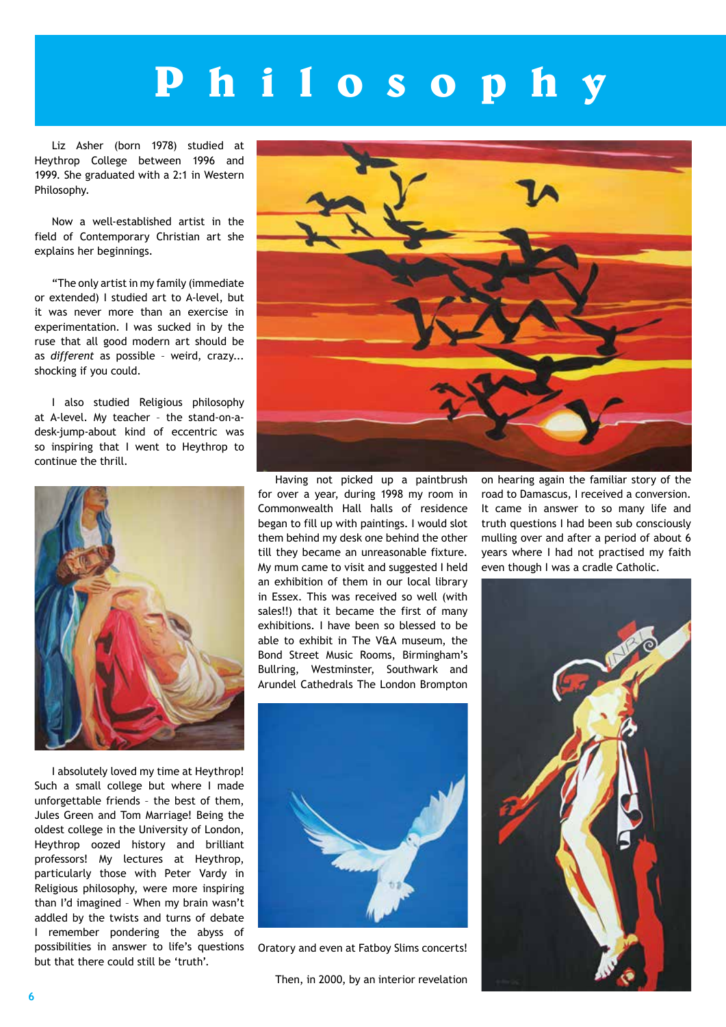# Philosophy

Liz Asher (born 1978) studied at Heythrop College between 1996 and 1999. She graduated with a 2:1 in Western Philosophy.

Now a well-established artist in the field of Contemporary Christian art she explains her beginnings.

"The only artist in my family (immediate or extended) I studied art to A-level, but it was never more than an exercise in experimentation. I was sucked in by the ruse that all good modern art should be as *different* as possible – weird, crazy... shocking if you could.

I also studied Religious philosophy at A-level. My teacher – the stand-on-a-desk-jump-about kind of eccentric was so inspiring that I went to Heythrop to continue the thrill.

I absolutely loved my time at Heythrop! Such a small college but where I made unforgettable friends – the best of them, Jules Green and Tom Marriage! Being the oldest college in the University of London, Heythrop oozed history and brilliant professors! My lectures at Heythrop, particularly those with Peter Vardy in Religious philosophy, were more inspiring than I'd imagined – When my brain wasn't addled by the twists and turns of debate I remember pondering the abyss of possibilities in answer to life's questions but that there could still be 'truth'.

Having not picked up a paintbrush for over a year, during 1998 my room in Commonwealth Hall halls of residence began to fill up with paintings. I would slot them behind my desk one behind the other till they became an unreasonable fixture. My mum came to visit and suggested I held an exhibition of them in our local library in Essex. This was received so well (with sales!!) that it became the first of many exhibitions. I have been so blessed to be able to exhibit in The V&A museum, the Bond Street Music Rooms, Birmingham's Bullring, Westminster, Southwark and Arundel Cathedrals The London Brompton Oratory and even at Fatboy Slims concerts!

Then, in 2000, by an interior revelation on hearing again the familiar story of the road to Damascus, I received a conversion. It came in answer to so many life and truth questions I had been sub consciously mulling over and after a period of about 6 years where I had not practised my faith even though I was a cradle Catholic.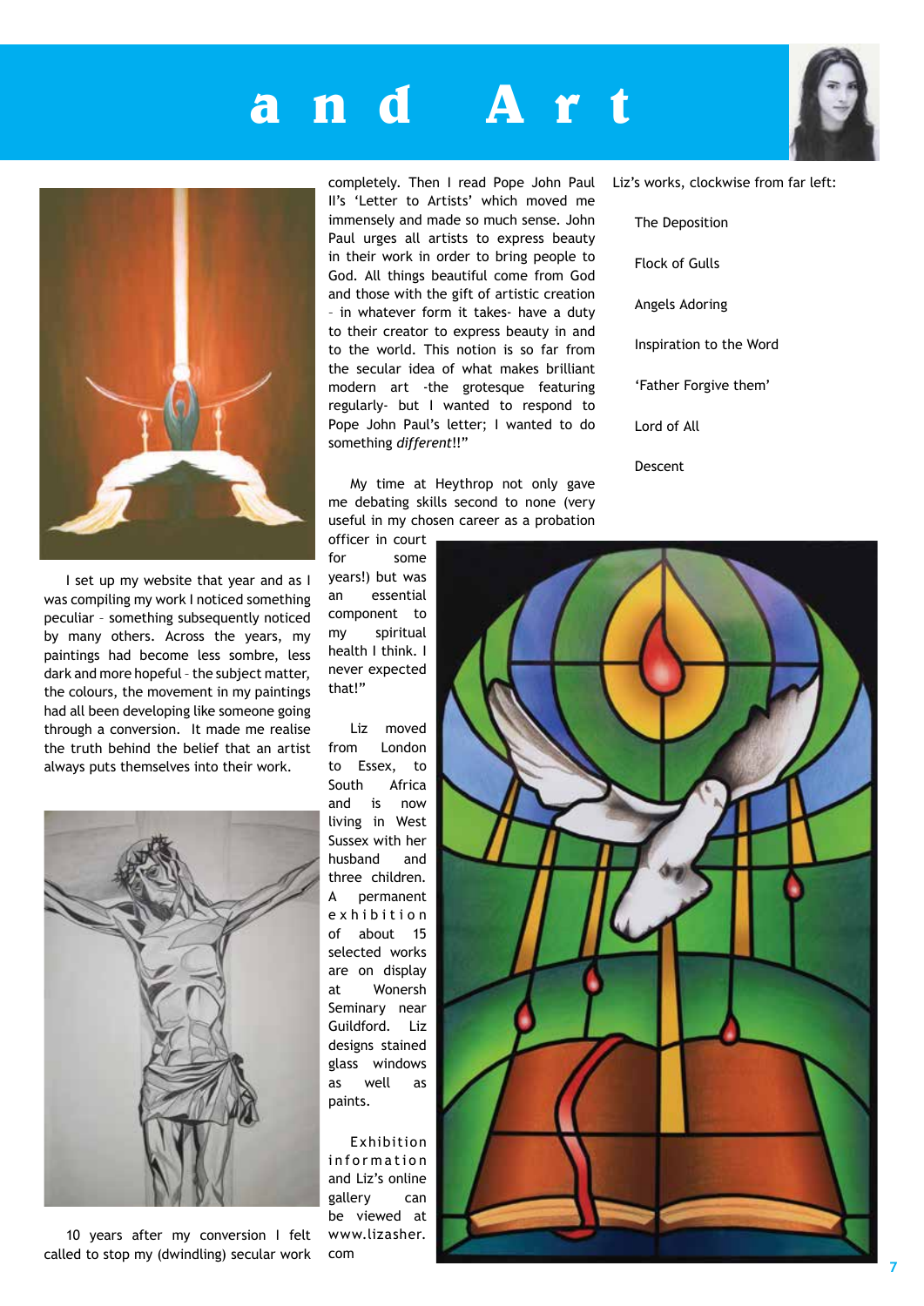# and Art

I set up my website that year and as I was compiling my work I noticed something peculiar – something subsequently noticed by many others. Across the years, my paintings had become less sombre, less dark and more hopeful – the subject matter, the colours, the movement in my paintings had all been developing like someone going through a conversion. It made me realise the truth behind the belief that an artist always puts themselves into their work.

10 years after my conversion I felt called to stop my (dwindling) secular work completely. Then I read Pope John Paul II's 'Letter to Artists' which moved me immensely and made so much sense. John Paul urges all artists to express beauty in their work in order to bring people to God. All things beautiful come from God and those with the gift of artistic creation – in whatever form it takes- have a duty to their creator to express beauty in and to the world. This notion is so far from the secular idea of what makes brilliant modern art -the grotesque featuring regularly- but I wanted to respond to Pope John Paul's letter; I wanted to do something *different*!!"

My time at Heythrop not only gave me debating skills second to none (very useful in my chosen career as a probation officer in court for some years!) but was an essential component to my spiritual health I think. I never expected that!"

Liz moved from London to Essex, to South Africa and is now living in West Sussex with her husband and three children. A permanent exhibition of about 15 selected works are on display at Wonersh Seminary near Guildford. Liz designs stained glass windows as well as paints.

Exhibition information and Liz's online gallery can be viewed at www.lizasher.com

Liz's works, clockwise from far left:

The Deposition

Flock of Gulls

Angels Adoring

Inspiration to the Word

'Father Forgive them'

Lord of All

Descent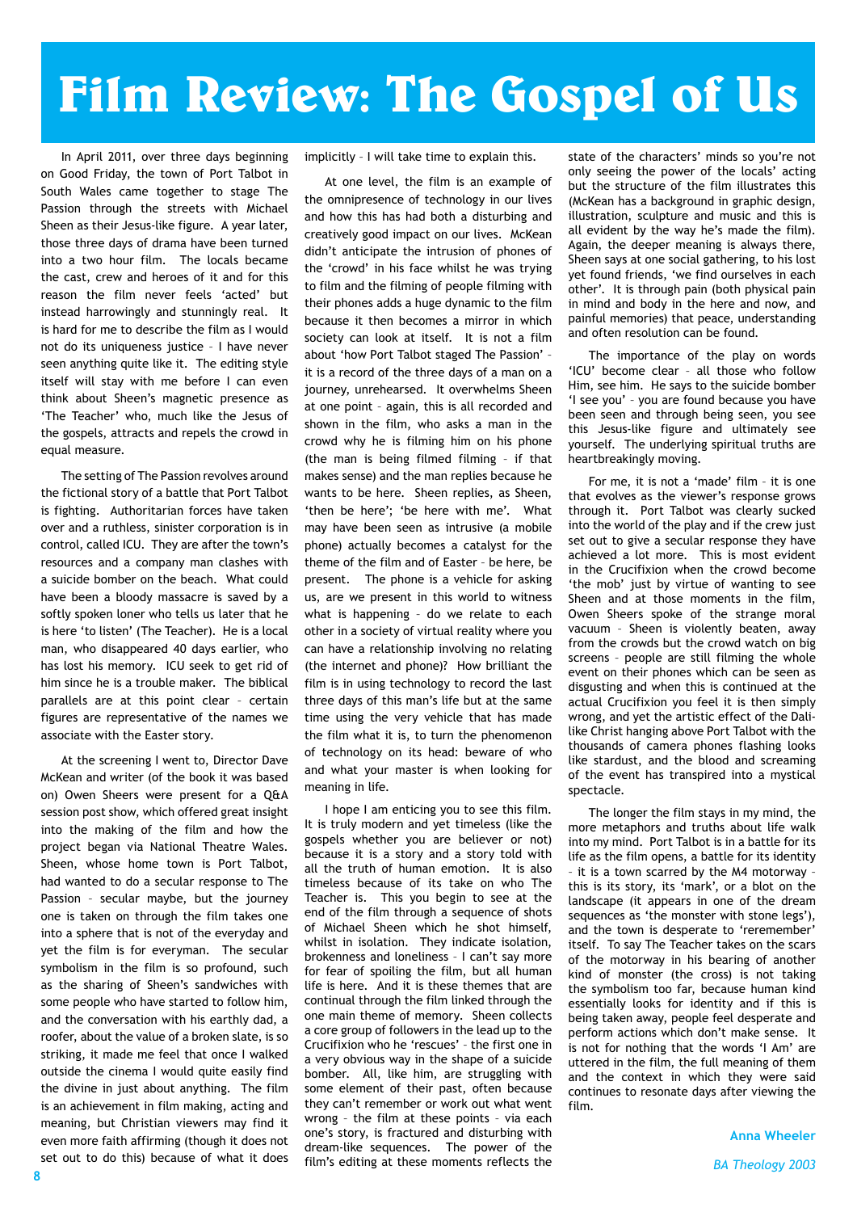# Film Review: The Gospel of Us

In April 2011, over three days beginning on Good Friday, the town of Port Talbot in South Wales came together to stage The Passion through the streets with Michael Sheen as their Jesus-like figure. A year later, those three days of drama have been turned into a two hour film. The locals became the cast, crew and heroes of it and for this reason the film never feels 'acted' but instead harrowingly and stunningly real. It is hard for me to describe the film as I would not do its uniqueness justice – I have never seen anything quite like it. The editing style itself will stay with me before I can even think about Sheen's magnetic presence as 'The Teacher' who, much like the Jesus of the gospels, attracts and repels the crowd in equal measure.

The setting of The Passion revolves around the fictional story of a battle that Port Talbot is fighting. Authoritarian forces have taken over and a ruthless, sinister corporation is in control, called ICU. They are after the town's resources and a company man clashes with a suicide bomber on the beach. What could have been a bloody massacre is saved by a softly spoken loner who tells us later that he is here 'to listen' (The Teacher). He is a local man, who disappeared 40 days earlier, who has lost his memory. ICU seek to get rid of him since he is a trouble maker. The biblical parallels are at this point clear – certain figures are representative of the names we associate with the Easter story.

At the screening I went to, Director Dave McKean and writer (of the book it was based on) Owen Sheers were present for a Q&A session post show, which offered great insight into the making of the film and how the project began via National Theatre Wales. Sheen, whose home town is Port Talbot, had wanted to do a secular response to The Passion – secular maybe, but the journey one is taken on through the film takes one into a sphere that is not of the everyday and yet the film is for everyman. The secular symbolism in the film is so profound, such as the sharing of Sheen's sandwiches with some people who have started to follow him, and the conversation with his earthly dad, a roofer, about the value of a broken slate, is so striking, it made me feel that once I walked outside the cinema I would quite easily find the divine in just about anything. The film is an achievement in film making, acting and meaning, but Christian viewers may find it even more faith affirming (though it does not set out to do this) because of what it does implicitly – I will take time to explain this.

At one level, the film is an example of the omnipresence of technology in our lives and how this has had both a disturbing and creatively good impact on our lives. McKean didn't anticipate the intrusion of phones of the 'crowd' in his face whilst he was trying to film and the filming of people filming with their phones adds a huge dynamic to the film because it then becomes a mirror in which society can look at itself. It is not a film about 'how Port Talbot staged The Passion' – it is a record of the three days of a man on a journey, unrehearsed. It overwhelms Sheen at one point – again, this is all recorded and shown in the film, who asks a man in the crowd why he is filming him on his phone (the man is being filmed filming – if that makes sense) and the man replies because he wants to be here. Sheen replies, as Sheen, 'then be here'; 'be here with me'. What may have been seen as intrusive (a mobile phone) actually becomes a catalyst for the theme of the film and of Easter – be here, be present. The phone is a vehicle for asking us, are we present in this world to witness what is happening – do we relate to each other in a society of virtual reality where you can have a relationship involving no relating (the internet and phone)? How brilliant the film is in using technology to record the last three days of this man's life but at the same time using the very vehicle that has made the film what it is, to turn the phenomenon of technology on its head: beware of who and what your master is when looking for meaning in life.

I hope I am enticing you to see this film. It is truly modern and yet timeless (like the gospels whether you are believer or not) because it is a story and a story told with all the truth of human emotion. It is also timeless because of its take on who The Teacher is. This you begin to see at the end of the film through a sequence of shots of Michael Sheen which he shot himself, whilst in isolation. They indicate isolation, brokenness and loneliness – I can't say more for fear of spoiling the film, but all human life is here. And it is these themes that are continual through the film linked through the one main theme of memory. Sheen collects a core group of followers in the lead up to the Crucifixion who he 'rescues' – the first one in a very obvious way in the shape of a suicide bomber. All, like him, are struggling with some element of their past, often because they can't remember or work out what went wrong – the film at these points – via each one's story, is fractured and disturbing with dream-like sequences. The power of the film's editing at these moments reflects the state of the characters' minds so you're not only seeing the power of the locals' acting but the structure of the film illustrates this (McKean has a background in graphic design, illustration, sculpture and music and this is all evident by the way he's made the film). Again, the deeper meaning is always there, Sheen says at one social gathering, to his lost yet found friends, 'we find ourselves in each other'. It is through pain (both physical pain in mind and body in the here and now, and painful memories) that peace, understanding and often resolution can be found.

The importance of the play on words 'ICU' become clear – all those who follow Him, see him. He says to the suicide bomber 'I see you' – you are found because you have been seen and through being seen, you see this Jesus-like figure and ultimately see yourself. The underlying spiritual truths are heartbreakingly moving.

For me, it is not a 'made' film – it is one that evolves as the viewer's response grows through it. Port Talbot was clearly sucked into the world of the play and if the crew just set out to give a secular response they have achieved a lot more. This is most evident in the Crucifixion when the crowd become 'the mob' just by virtue of wanting to see Sheen and at those moments in the film, Owen Sheers spoke of the strange moral vacuum – Sheen is violently beaten, away from the crowds but the crowd watch on big screens – people are still filming the whole event on their phones which can be seen as disgusting and when this is continued at the actual Crucifixion you feel it is then simply wrong, and yet the artistic effect of the Dali-like Christ hanging above Port Talbot with the thousands of camera phones flashing looks like stardust, and the blood and screaming of the event has transpired into a mystical spectacle.

The longer the film stays in my mind, the more metaphors and truths about life walk into my mind. Port Talbot is in a battle for its life as the film opens, a battle for its identity – it is a town scarred by the M4 motorway – this is its story, its 'mark', or a blot on the landscape (it appears in one of the dream sequences as 'the monster with stone legs'), and the town is desperate to 'reremember' itself. To say The Teacher takes on the scars of the motorway in his bearing of another kind of monster (the cross) is not taking the symbolism too far, because human kind essentially looks for identity and if this is being taken away, people feel desperate and perform actions which don't make sense. It is not for nothing that the words 'I Am' are uttered in the film, the full meaning of them and the context in which they were said continues to resonate days after viewing the film.

**Anna Wheeler**

*BA Theology 2003*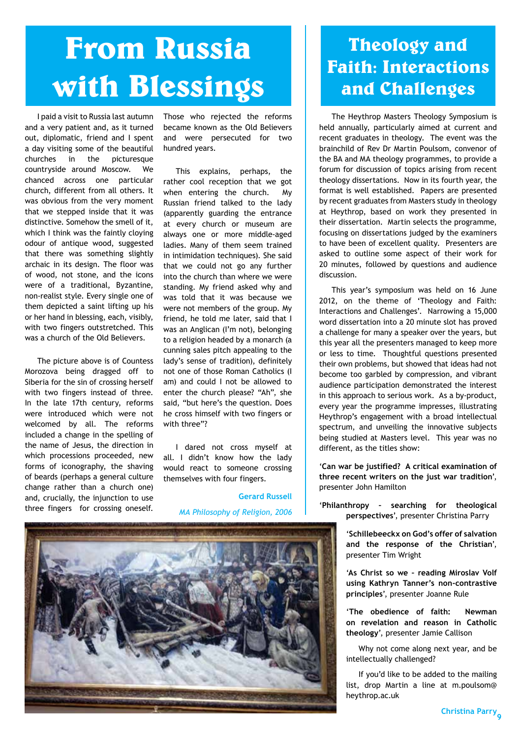# From Russia with Blessings

I paid a visit to Russia last autumn and a very patient and, as it turned out, diplomatic, friend and I spent a day visiting some of the beautiful churches in the picturesque countryside around Moscow. We chanced across one particular church, different from all others. It was obvious from the very moment that we stepped inside that it was distinctive. Somehow the smell of it, which I think was the faintly cloying odour of antique wood, suggested that there was something slightly archaic in its design. The floor was of wood, not stone, and the icons were of a traditional, Byzantine, non-realist style. Every single one of them depicted a saint lifting up his or her hand in blessing, each, visibly, with two fingers outstretched. This was a church of the Old Believers.

The picture above is of Countess Morozova being dragged off to Siberia for the sin of crossing herself with two fingers instead of three. In the late 17th century, reforms were introduced which were not welcomed by all. The reforms included a change in the spelling of the name of Jesus, the direction in which processions proceeded, new forms of iconography, the shaving of beards (perhaps a general culture change rather than a church one) and, crucially, the injunction to use three fingers for crossing oneself. Those who rejected the reforms became known as the Old Believers and were persecuted for two hundred years.

This explains, perhaps, the rather cool reception that we got when entering the church. My Russian friend talked to the lady (apparently guarding the entrance at every church or museum are always one or more middle-aged ladies. Many of them seem trained in intimidation techniques). She said that we could not go any further into the church than where we were standing. My friend asked why and was told that it was because we were not members of the group. My friend, he told me later, said that I was an Anglican (I'm not), belonging to a religion headed by a monarch (a cunning sales pitch appealing to the lady's sense of tradition), definitely not one of those Roman Catholics (I am) and could I not be allowed to enter the church please? "Ah", she said, "but here's the question. Does he cross himself with two fingers or with three"?

I dared not cross myself at all. I didn't know how the lady would react to someone crossing themselves with four fingers.

**Gerard Russell**

*MA Philosophy of Religion, 2006*

# Theology and Faith: Interactions and Challenges

The Heythrop Masters Theology Symposium is held annually, particularly aimed at current and recent graduates in theology. The event was the brainchild of Rev Dr Martin Poulsom, convenor of the BA and MA theology programmes, to provide a forum for discussion of topics arising from recent theology dissertations. Now in its fourth year, the format is well established. Papers are presented by recent graduates from Masters study in theology at Heythrop, based on work they presented in their dissertation. Martin selects the programme, focusing on dissertations judged by the examiners to have been of excellent quality. Presenters are asked to outline some aspect of their work for 20 minutes, followed by questions and audience discussion.

This year's symposium was held on 16 June 2012, on the theme of 'Theology and Faith: Interactions and Challenges'. Narrowing a 15,000 word dissertation into a 20 minute slot has proved a challenge for many a speaker over the years, but this year all the presenters managed to keep more or less to time. Thoughtful questions presented their own problems, but showed that ideas had not become too garbled by compression, and vibrant audience participation demonstrated the interest in this approach to serious work. As a by-product, every year the programme impresses, illustrating Heythrop's engagement with a broad intellectual spectrum, and unveiling the innovative subjects being studied at Masters level. This year was no different, as the titles show:

'**Can war be justified? A critical examination of three recent writers on the just war tradition**', presenter John Hamilton

'**Philanthropy – searching for theological perspectives**', presenter Christina Parry

'**Schillebeeckx on God's offer of salvation and the response of the Christian**', presenter Tim Wright

'**As Christ so we – reading Miroslav Volf using Kathryn Tanner's non-contrastive principles**', presenter Joanne Rule

'**The obedience of faith: Newman on revelation and reason in Catholic theology**', presenter Jamie Callison

Why not come along next year, and be intellectually challenged?

If you'd like to be added to the mailing list, drop Martin a line at m.poulsom@heythrop.ac.uk

**Christina Parry**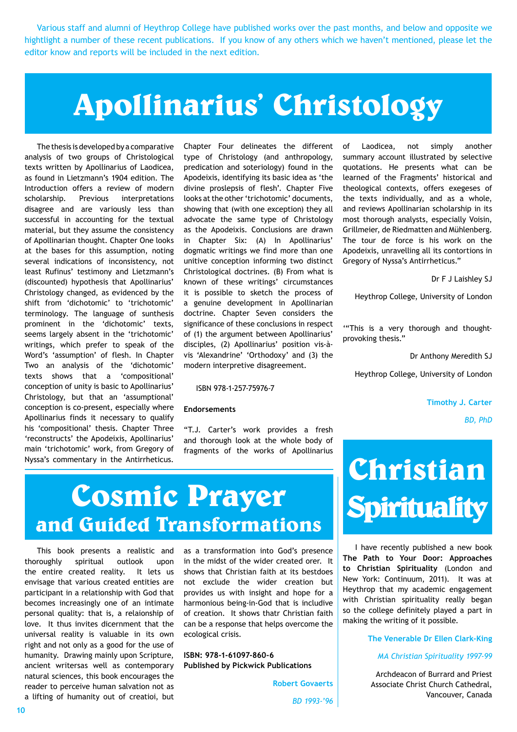Various staff and alumni of Heythrop College have published works over the past months, and below and opposite we hightlight a number of these recent publications. If you know of any others which we haven't mentioned, please let the editor know and reports will be included in the next edition.

# Apollinarius' Christology

The thesis is developed by a comparative analysis of two groups of Christological texts written by Apollinarius of Laodicea, as found in Lietzmann's 1904 edition. The Introduction offers a review of modern scholarship. Previous interpretations disagree and are variously less than successful in accounting for the textual material, but they assume the consistency of Apollinarian thought. Chapter One looks at the bases for this assumption, noting several indications of inconsistency, not least Rufinus' testimony and Lietzmann's (discounted) hypothesis that Apollinarius' Christology changed, as evidenced by the shift from 'dichotomic' to 'trichotomic' terminology. The language of synthesis prominent in the 'dichotomic' texts, seems largely absent in the 'trichotomic' writings, which prefer to speak of the Word's 'assumption' of flesh. In Chapter Two an analysis of the 'dichotomic' texts shows that a 'compositional' conception of unity is basic to Apollinarius' Christology, but that an 'assumptional' conception is co-present, especially where Apollinarius finds it necessary to qualify his 'compositional' thesis. Chapter Three 'reconstructs' the Apodeixis, Apollinarius' main 'trichotomic' work, from Gregory of Nyssa's commentary in the Antirrheticus. Chapter Four delineates the different type of Christology (and anthropology, predication and soteriology) found in the Apodeixis, identifying its basic idea as 'the divine proslepsis of flesh'. Chapter Five looks at the other 'trichotomic' documents, showing that (with one exception) they all advocate the same type of Christology as the Apodeixis. Conclusions are drawn in Chapter Six: (A) In Apollinarius' dogmatic writings we find more than one unitive conception informing two distinct Christological doctrines. (B) From what is known of these writings' circumstances it is possible to sketch the process of a genuine development in Apollinarian doctrine. Chapter Seven considers the significance of these conclusions in respect of (1) the argument between Apollinarius' disciples, (2) Apollinarius' position vis-à-vis 'Alexandrine' 'Orthodoxy' and (3) the modern interpretive disagreement.

ISBN 978-1-257-75976-7

**Endorsements**

"T.J. Carter's work provides a fresh and thorough look at the whole body of fragments of the works of Apollinarius of Laodicea, not simply another summary account illustrated by selective quotations. He presents what can be learned of the Fragments' historical and theological contexts, offers exegeses of the texts individually, and as a whole, and reviews Apollinarian scholarship in its most thorough analysts, especially Voisin, Grillmeier, de Riedmatten and Mühlenberg. The tour de force is his work on the Apodeixis, unravelling all its contortions in Gregory of Nyssa's Antirrheticus."

Dr F J Laishley SJ

Heythrop College, University of London

'"This is a very thorough and thought-provoking thesis."

Dr Anthony Meredith SJ

Heythrop College, University of London

**Timothy J. Carter**

*BD, PhD*

# Cosmic Prayer and Guided Transformations

This book presents a realistic and thoroughly spiritual outlook upon the entire created reality. It lets us envisage that various created entities are participant in a relationship with God that becomes increasingly one of an intimate personal quality: that is, a relaionship of love. It thus invites dicernment that the universal reality is valuable in its own right and not only as a good for the use of humanity. Drawing mainly upon Scripture, ancient writersas well as contemporary natural sciences, this book encourages the reader to perceive human salvation not as a lifting of humanity out of creatioi, but as a transformation into God's presence in the midst of the wider created orer. It shows that Christian faith at its bestdoes not exclude the wider creation but provides us with insight and hope for a harmonious being-in-God that is inclusive of creation. It shows thatr Christian faith can be a response that helps overcome the ecological crisis.

**ISBN: 978-1-61097-860-6**
**Published by Pickwick Publications**

**Robert Govaerts**

*BD 1993-'96*

# Christian Spirituality

I have recently published a new book **The Path to Your Door: Approaches to Christian Spirituality** (London and New York: Continuum, 2011). It was at Heythrop that my academic engagement with Christian spirituality really began so the college definitely played a part in making the writing of it possible.

**The Venerable Dr Ellen Clark-King**

*MA Christian Spirituality 1997-99*

Archdeacon of Burrard and Priest Associate Christ Church Cathedral, Vancouver, Canada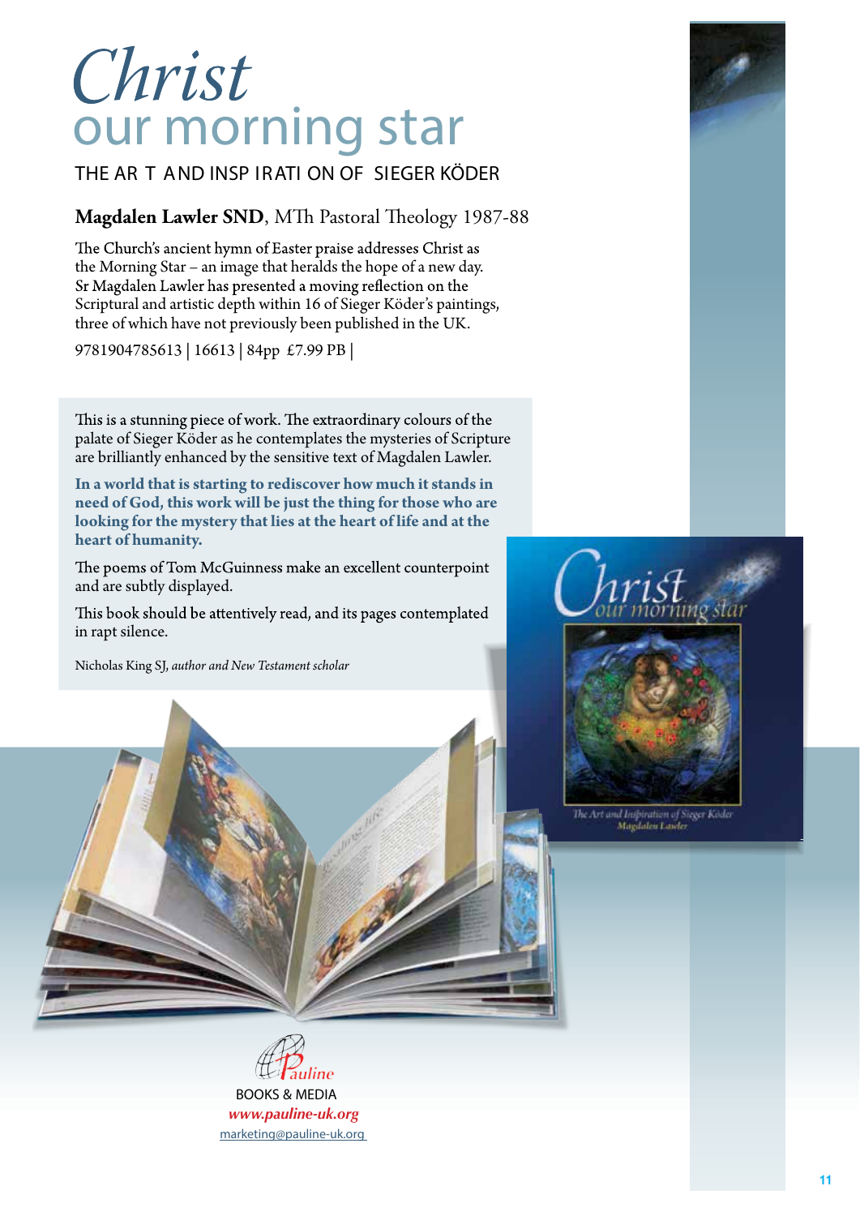# Christ our morning star

## THE ART AND INSPIRATION OF SIEGER KÖDER

### **Magdalen Lawler SND**, MTh Pastoral Theology 1987-88

The Church's ancient hymn of Easter praise addresses Christ as the Morning Star – an image that heralds the hope of a new day. Sr Magdalen Lawler has presented a moving reflection on the Scriptural and artistic depth within 16 of Sieger Köder's paintings, three of which have not previously been published in the UK.

9781904785613 | 16613 | 84pp £7.99 PB |

This is a stunning piece of work. The extraordinary colours of the palate of Sieger Köder as he contemplates the mysteries of Scripture are brilliantly enhanced by the sensitive text of Magdalen Lawler.

**In a world that is starting to rediscover how much it stands in need of God, this work will be just the thing for those who are looking for the mystery that lies at the heart of life and at the heart of humanity.**

The poems of Tom McGuinness make an excellent counterpoint and are subtly displayed.

This book should be attentively read, and its pages contemplated in rapt silence.

Nicholas King SJ, *author and New Testament scholar*

Pauline BOOKS & MEDIA
*www.pauline-uk.org*
marketing@pauline-uk.org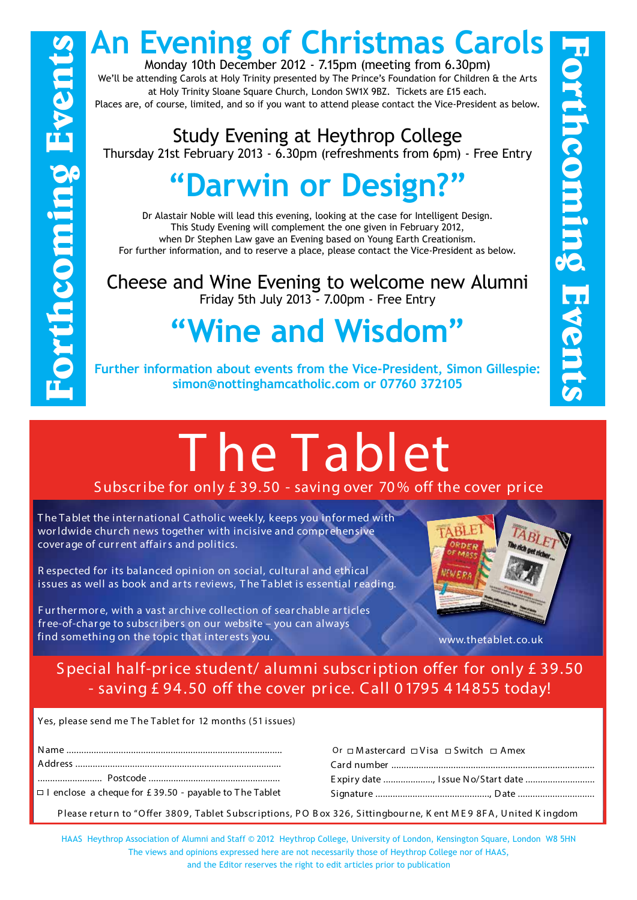# Forthcoming Events

## An Evening of Christmas Carols

Monday 10th December 2012 - 7.15pm (meeting from 6.30pm)

We'll be attending Carols at Holy Trinity presented by The Prince's Foundation for Children & the Arts at Holy Trinity Sloane Square Church, London SW1X 9BZ. Tickets are £15 each.
Places are, of course, limited, and so if you want to attend please contact the Vice-President as below.

### Study Evening at Heythrop College

Thursday 21st February 2013 - 6.30pm (refreshments from 6pm) - Free Entry

## "Darwin or Design?"

Dr Alastair Noble will lead this evening, looking at the case for Intelligent Design.
This Study Evening will complement the one given in February 2012, when Dr Stephen Law gave an Evening based on Young Earth Creationism.
For further information, and to reserve a place, please contact the Vice-President as below.

### Cheese and Wine Evening to welcome new Alumni

Friday 5th July 2013 - 7.00pm - Free Entry

## "Wine and Wisdom"

**Further information about events from the Vice-President, Simon Gillespie: simon@nottinghamcatholic.com or 07760 372105**

# The Tablet

Subscribe for only £39.50 - saving over 70% off the cover price

The Tablet the international Catholic weekly, keeps you informed with worldwide church news together with incisive and comprehensive coverage of current affairs and politics.

Respected for its balanced opinion on social, cultural and ethical issues as well as book and arts reviews, The Tablet is essential reading.

Furthermore, with a vast archive collection of searchable articles free-of-charge to subscribers on our website – you can always find something on the topic that interests you.

www.thetablet.co.uk

Special half-price student/ alumni subscription offer for only £39.50 - saving £94.50 off the cover price. Call 01795 414855 today!

Yes, please send me The Tablet for 12 months (51 issues)

Name ....................................................................................
Address .................................................................................
......................... Postcode ...................................................
☐ I enclose a cheque for £39.50 - payable to The Tablet

Or ☐ Mastercard ☐ Visa ☐ Switch ☐ Amex
Card number ...............................................................................
Expiry date ...................., Issue No/Start date ............................
Signature ............................................., Date ...............................

Please return to "Offer 3809, Tablet Subscriptions, PO Box 326, Sittingbourne, Kent ME9 8FA, United Kingdom

HAAS Heythrop Association of Alumni and Staff © 2012 Heythrop College, University of London, Kensington Square, London W8 5HN
The views and opinions expressed here are not necessarily those of Heythrop College nor of HAAS, and the Editor reserves the right to edit articles prior to publication